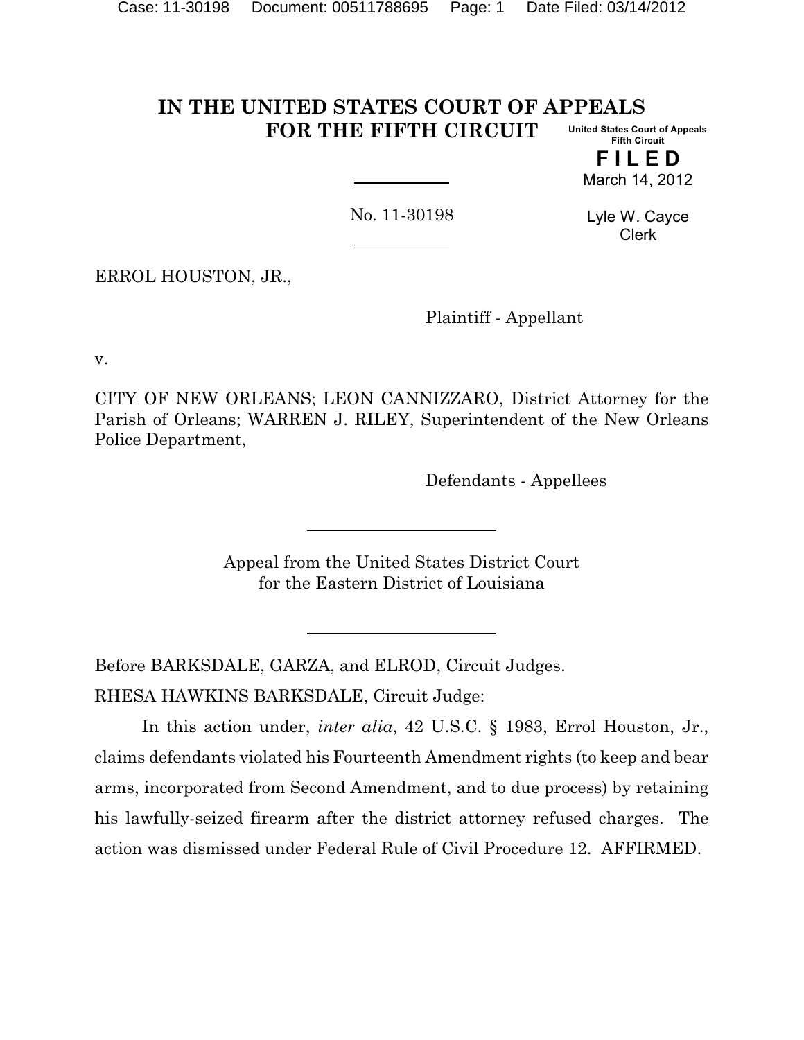# IN THE UNITED STATES COURT OF APPEALS FOR THE FIFTH CIRCUIT

United States Court of Appeals
Fifth Circuit

**FILED**

March 14, 2012

Lyle W. Cayce
Clerk

No. 11-30198

ERROL HOUSTON, JR.,

Plaintiff - Appellant

v.

CITY OF NEW ORLEANS; LEON CANNIZZARO, District Attorney for the Parish of Orleans; WARREN J. RILEY, Superintendent of the New Orleans Police Department,

Defendants - Appellees

Appeal from the United States District Court
for the Eastern District of Louisiana

Before BARKSDALE, GARZA, and ELROD, Circuit Judges.

RHESA HAWKINS BARKSDALE, Circuit Judge:

In this action under, *inter alia*, 42 U.S.C. § 1983, Errol Houston, Jr., claims defendants violated his Fourteenth Amendment rights (to keep and bear arms, incorporated from Second Amendment, and to due process) by retaining his lawfully-seized firearm after the district attorney refused charges. The action was dismissed under Federal Rule of Civil Procedure 12. AFFIRMED.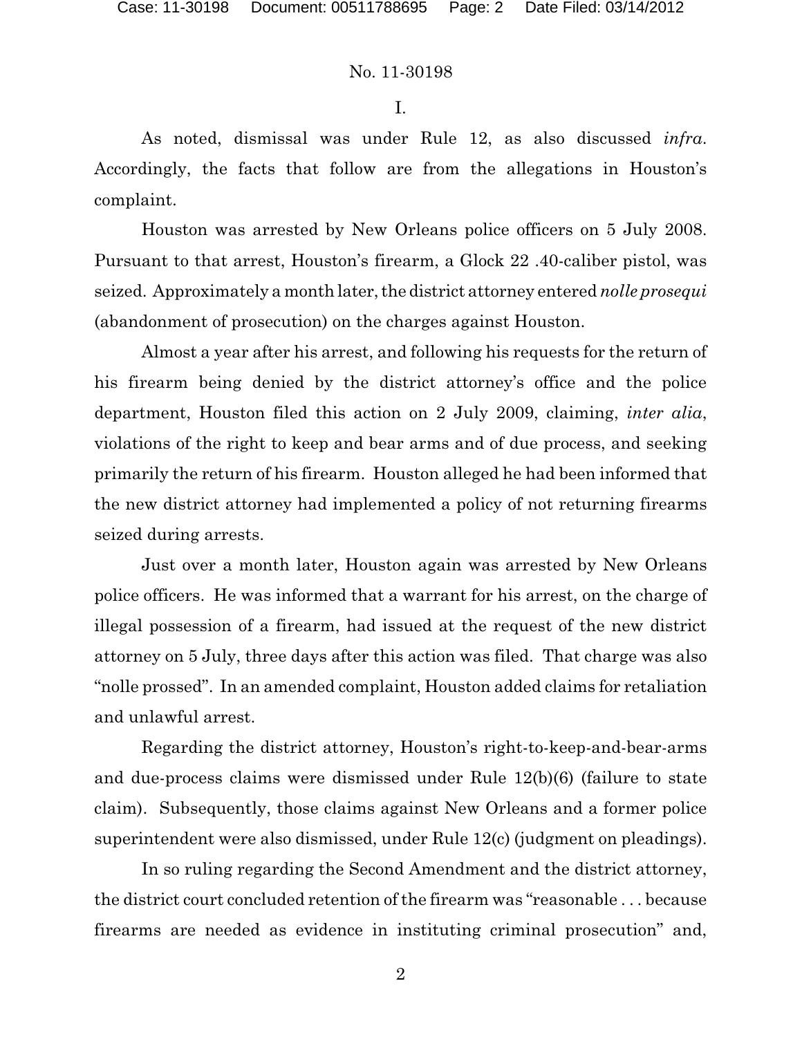I.

As noted, dismissal was under Rule 12, as also discussed *infra*. Accordingly, the facts that follow are from the allegations in Houston's complaint.

Houston was arrested by New Orleans police officers on 5 July 2008. Pursuant to that arrest, Houston's firearm, a Glock 22 .40-caliber pistol, was seized. Approximately a month later, the district attorney entered *nolle prosequi* (abandonment of prosecution) on the charges against Houston.

Almost a year after his arrest, and following his requests for the return of his firearm being denied by the district attorney's office and the police department, Houston filed this action on 2 July 2009, claiming, *inter alia*, violations of the right to keep and bear arms and of due process, and seeking primarily the return of his firearm. Houston alleged he had been informed that the new district attorney had implemented a policy of not returning firearms seized during arrests.

Just over a month later, Houston again was arrested by New Orleans police officers. He was informed that a warrant for his arrest, on the charge of illegal possession of a firearm, had issued at the request of the new district attorney on 5 July, three days after this action was filed. That charge was also "nolle prossed". In an amended complaint, Houston added claims for retaliation and unlawful arrest.

Regarding the district attorney, Houston's right-to-keep-and-bear-arms and due-process claims were dismissed under Rule 12(b)(6) (failure to state claim). Subsequently, those claims against New Orleans and a former police superintendent were also dismissed, under Rule 12(c) (judgment on pleadings).

In so ruling regarding the Second Amendment and the district attorney, the district court concluded retention of the firearm was "reasonable . . . because firearms are needed as evidence in instituting criminal prosecution" and,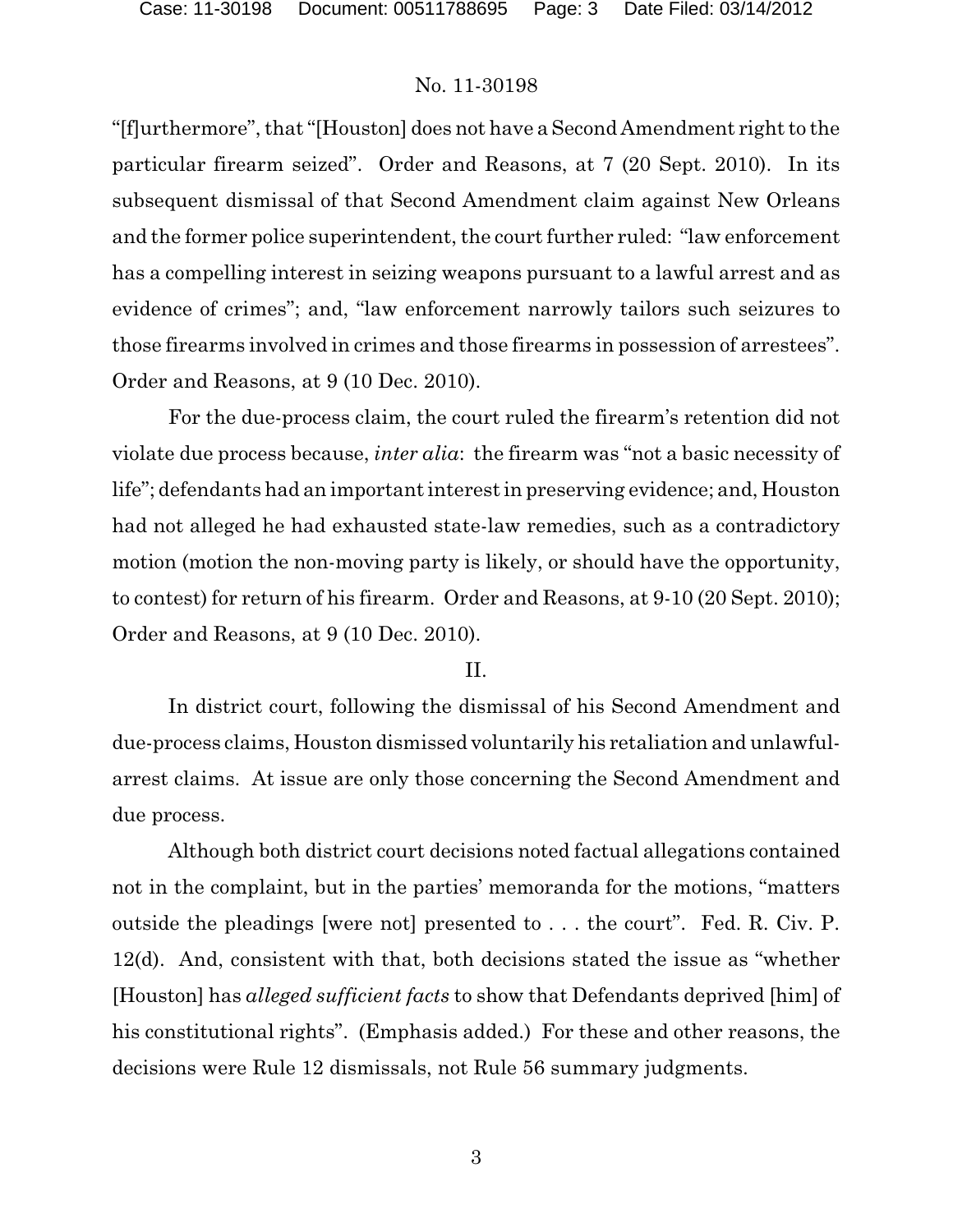"[f]urthermore", that "[Houston] does not have a Second Amendment right to the particular firearm seized". Order and Reasons, at 7 (20 Sept. 2010). In its subsequent dismissal of that Second Amendment claim against New Orleans and the former police superintendent, the court further ruled: "law enforcement has a compelling interest in seizing weapons pursuant to a lawful arrest and as evidence of crimes"; and, "law enforcement narrowly tailors such seizures to those firearms involved in crimes and those firearms in possession of arrestees". Order and Reasons, at 9 (10 Dec. 2010).

For the due-process claim, the court ruled the firearm's retention did not violate due process because, *inter alia*: the firearm was "not a basic necessity of life"; defendants had an important interest in preserving evidence; and, Houston had not alleged he had exhausted state-law remedies, such as a contradictory motion (motion the non-moving party is likely, or should have the opportunity, to contest) for return of his firearm. Order and Reasons, at 9-10 (20 Sept. 2010); Order and Reasons, at 9 (10 Dec. 2010).

## II.

In district court, following the dismissal of his Second Amendment and due-process claims, Houston dismissed voluntarily his retaliation and unlawful-arrest claims. At issue are only those concerning the Second Amendment and due process.

Although both district court decisions noted factual allegations contained not in the complaint, but in the parties' memoranda for the motions, "matters outside the pleadings [were not] presented to . . . the court". Fed. R. Civ. P. 12(d). And, consistent with that, both decisions stated the issue as "whether [Houston] has *alleged sufficient facts* to show that Defendants deprived [him] of his constitutional rights". (Emphasis added.) For these and other reasons, the decisions were Rule 12 dismissals, not Rule 56 summary judgments.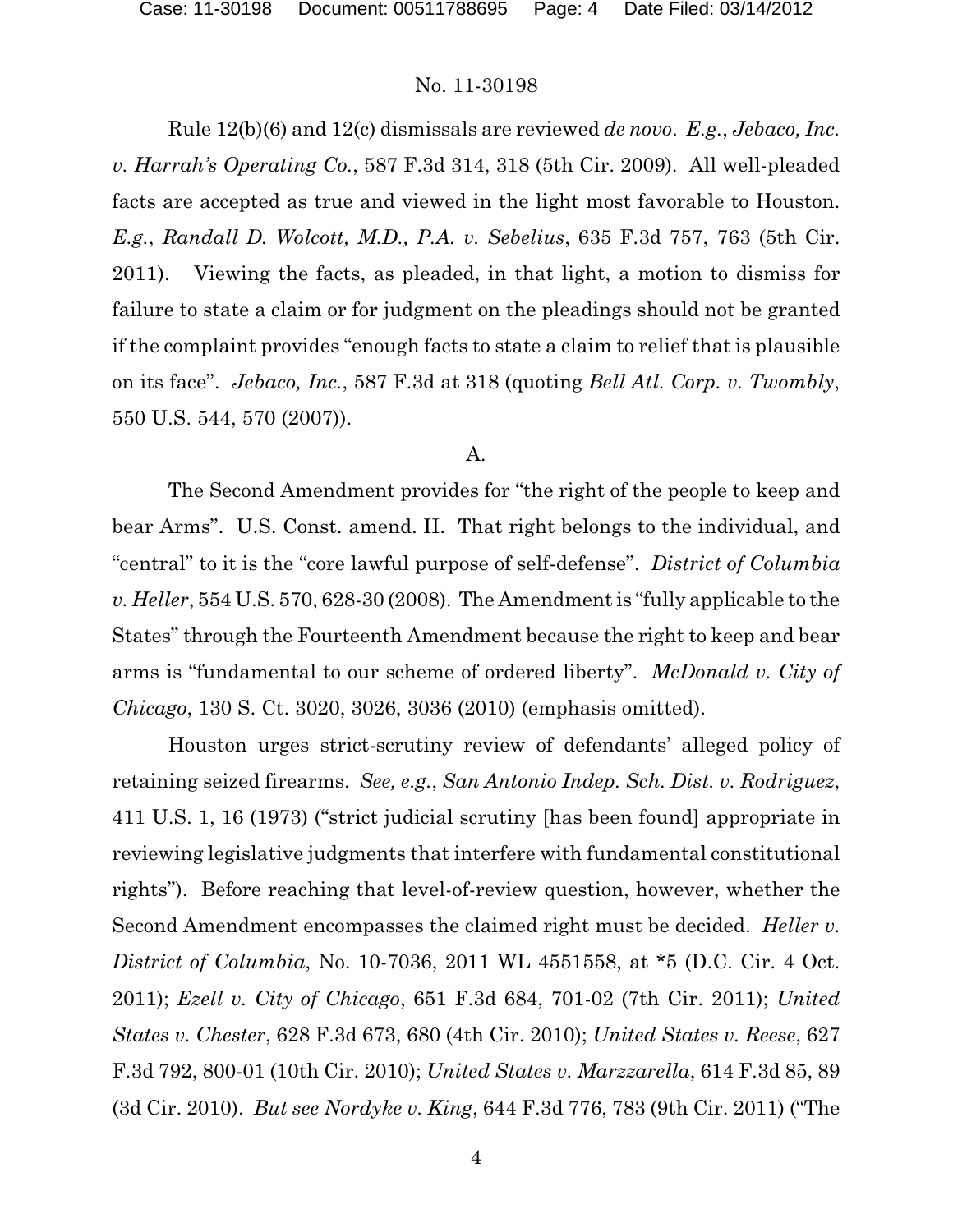Rule 12(b)(6) and 12(c) dismissals are reviewed *de novo*. *E.g.*, *Jebaco, Inc. v. Harrah's Operating Co.*, 587 F.3d 314, 318 (5th Cir. 2009). All well-pleaded facts are accepted as true and viewed in the light most favorable to Houston. *E.g.*, *Randall D. Wolcott, M.D., P.A. v. Sebelius*, 635 F.3d 757, 763 (5th Cir. 2011). Viewing the facts, as pleaded, in that light, a motion to dismiss for failure to state a claim or for judgment on the pleadings should not be granted if the complaint provides "enough facts to state a claim to relief that is plausible on its face". *Jebaco, Inc.*, 587 F.3d at 318 (quoting *Bell Atl. Corp. v. Twombly*, 550 U.S. 544, 570 (2007)).

A.

The Second Amendment provides for "the right of the people to keep and bear Arms". U.S. Const. amend. II. That right belongs to the individual, and "central" to it is the "core lawful purpose of self-defense". *District of Columbia v. Heller*, 554 U.S. 570, 628-30 (2008). The Amendment is "fully applicable to the States" through the Fourteenth Amendment because the right to keep and bear arms is "fundamental to our scheme of ordered liberty". *McDonald v. City of Chicago*, 130 S. Ct. 3020, 3026, 3036 (2010) (emphasis omitted).

Houston urges strict-scrutiny review of defendants' alleged policy of retaining seized firearms. *See, e.g.*, *San Antonio Indep. Sch. Dist. v. Rodriguez*, 411 U.S. 1, 16 (1973) ("strict judicial scrutiny [has been found] appropriate in reviewing legislative judgments that interfere with fundamental constitutional rights"). Before reaching that level-of-review question, however, whether the Second Amendment encompasses the claimed right must be decided. *Heller v. District of Columbia*, No. 10-7036, 2011 WL 4551558, at *5 (D.C. Cir. 4 Oct. 2011); *Ezell v. City of Chicago*, 651 F.3d 684, 701-02 (7th Cir. 2011); *United States v. Chester*, 628 F.3d 673, 680 (4th Cir. 2010); *United States v. Reese*, 627 F.3d 792, 800-01 (10th Cir. 2010); *United States v. Marzzarella*, 614 F.3d 85, 89 (3d Cir. 2010). *But see Nordyke v. King*, 644 F.3d 776, 783 (9th Cir. 2011) ("The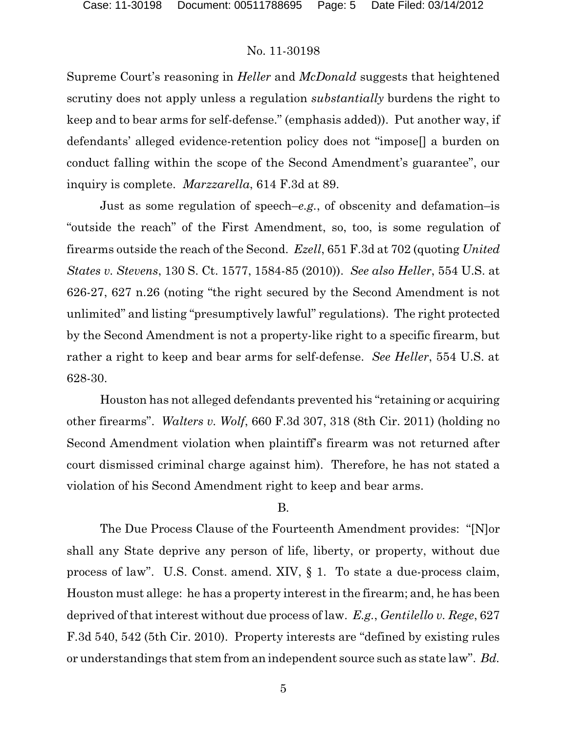Supreme Court's reasoning in *Heller* and *McDonald* suggests that heightened scrutiny does not apply unless a regulation *substantially* burdens the right to keep and to bear arms for self-defense." (emphasis added)). Put another way, if defendants' alleged evidence-retention policy does not "impose[] a burden on conduct falling within the scope of the Second Amendment's guarantee", our inquiry is complete. *Marzzarella*, 614 F.3d at 89.

Just as some regulation of speech–*e.g.*, of obscenity and defamation–is "outside the reach" of the First Amendment, so, too, is some regulation of firearms outside the reach of the Second. *Ezell*, 651 F.3d at 702 (quoting *United States v. Stevens*, 130 S. Ct. 1577, 1584-85 (2010)). *See also Heller*, 554 U.S. at 626-27, 627 n.26 (noting "the right secured by the Second Amendment is not unlimited" and listing "presumptively lawful" regulations). The right protected by the Second Amendment is not a property-like right to a specific firearm, but rather a right to keep and bear arms for self-defense. *See Heller*, 554 U.S. at 628-30.

Houston has not alleged defendants prevented his "retaining or acquiring other firearms". *Walters v. Wolf*, 660 F.3d 307, 318 (8th Cir. 2011) (holding no Second Amendment violation when plaintiff's firearm was not returned after court dismissed criminal charge against him). Therefore, he has not stated a violation of his Second Amendment right to keep and bear arms.

B.

The Due Process Clause of the Fourteenth Amendment provides: "[N]or shall any State deprive any person of life, liberty, or property, without due process of law". U.S. Const. amend. XIV, § 1. To state a due-process claim, Houston must allege: he has a property interest in the firearm; and, he has been deprived of that interest without due process of law. *E.g.*, *Gentilello v. Rege*, 627 F.3d 540, 542 (5th Cir. 2010). Property interests are "defined by existing rules or understandings that stem from an independent source such as state law". *Bd.*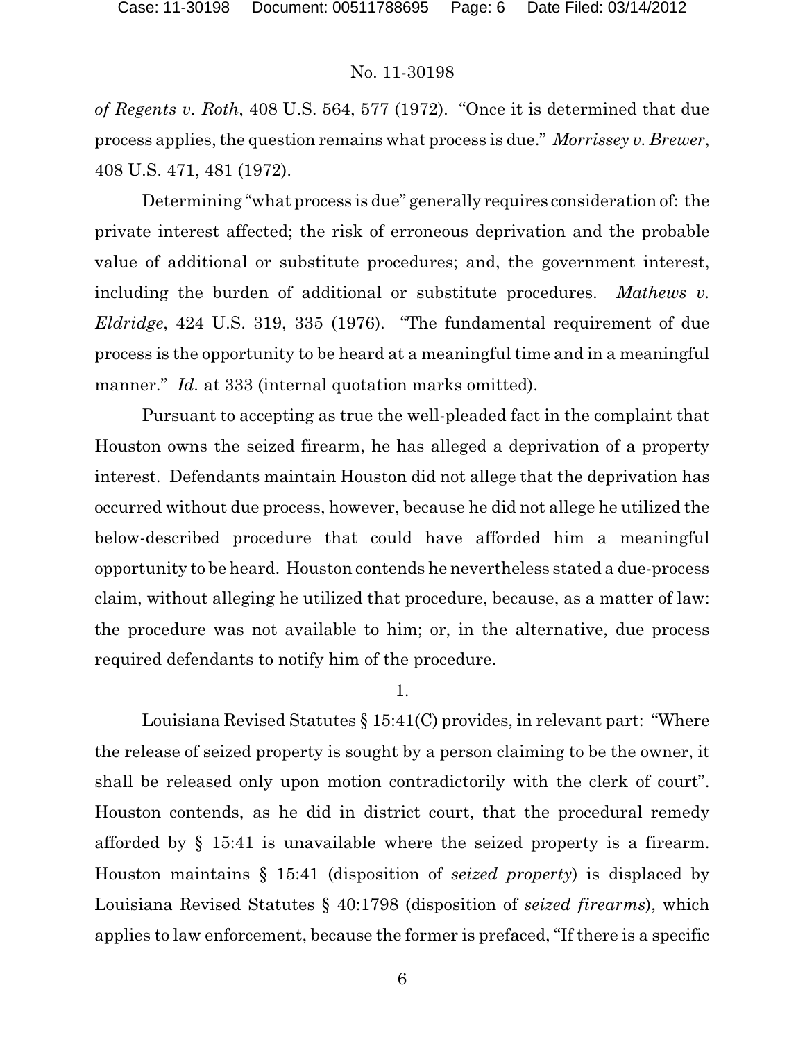*of Regents v. Roth*, 408 U.S. 564, 577 (1972). "Once it is determined that due process applies, the question remains what process is due." *Morrissey v. Brewer*, 408 U.S. 471, 481 (1972).

Determining "what process is due" generally requires consideration of: the private interest affected; the risk of erroneous deprivation and the probable value of additional or substitute procedures; and, the government interest, including the burden of additional or substitute procedures. *Mathews v. Eldridge*, 424 U.S. 319, 335 (1976). "The fundamental requirement of due process is the opportunity to be heard at a meaningful time and in a meaningful manner." *Id.* at 333 (internal quotation marks omitted).

Pursuant to accepting as true the well-pleaded fact in the complaint that Houston owns the seized firearm, he has alleged a deprivation of a property interest. Defendants maintain Houston did not allege that the deprivation has occurred without due process, however, because he did not allege he utilized the below-described procedure that could have afforded him a meaningful opportunity to be heard. Houston contends he nevertheless stated a due-process claim, without alleging he utilized that procedure, because, as a matter of law: the procedure was not available to him; or, in the alternative, due process required defendants to notify him of the procedure.

1.

Louisiana Revised Statutes § 15:41(C) provides, in relevant part: "Where the release of seized property is sought by a person claiming to be the owner, it shall be released only upon motion contradictorily with the clerk of court". Houston contends, as he did in district court, that the procedural remedy afforded by § 15:41 is unavailable where the seized property is a firearm. Houston maintains § 15:41 (disposition of *seized property*) is displaced by Louisiana Revised Statutes § 40:1798 (disposition of *seized firearms*), which applies to law enforcement, because the former is prefaced, "If there is a specific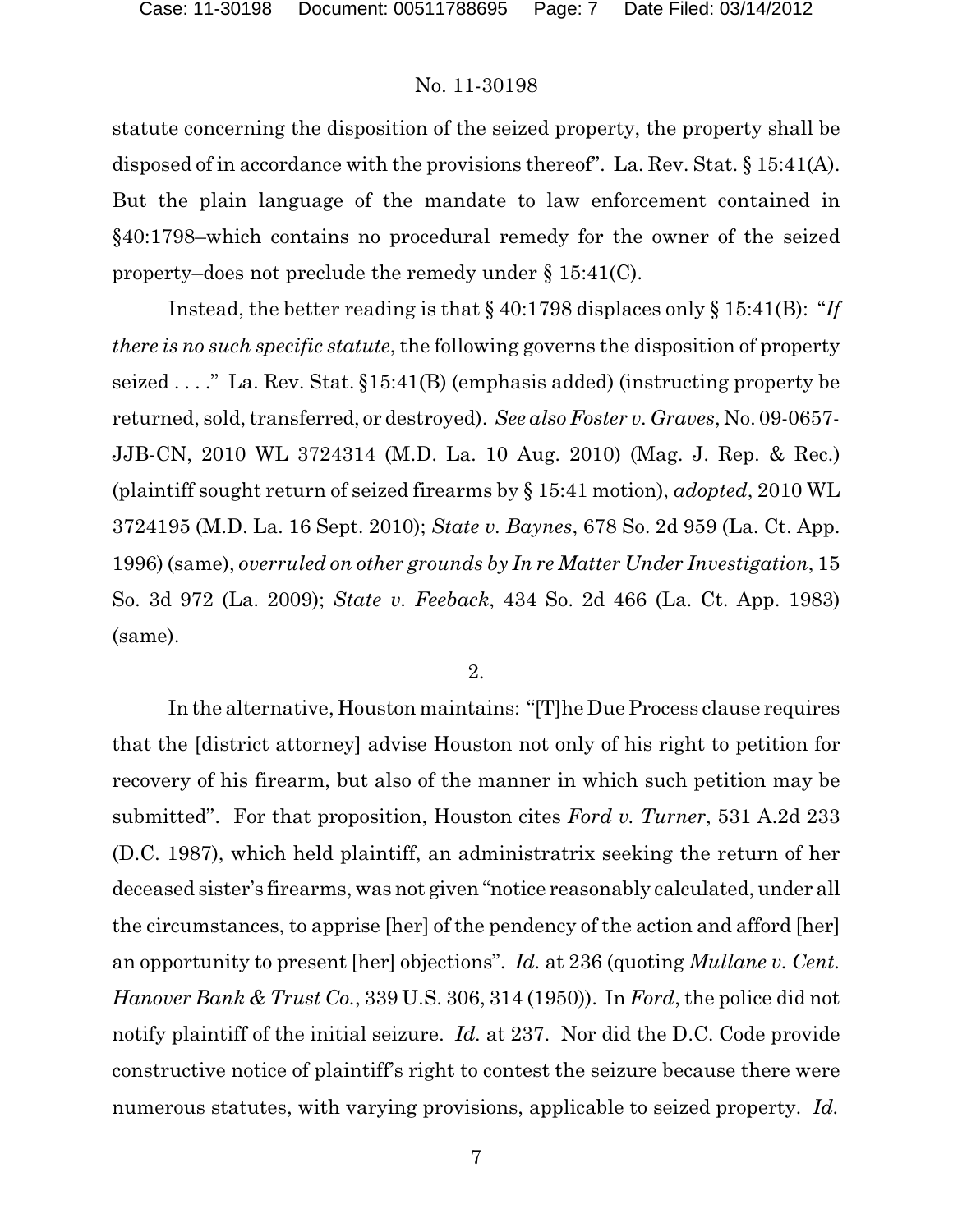statute concerning the disposition of the seized property, the property shall be disposed of in accordance with the provisions thereof". La. Rev. Stat. § 15:41(A). But the plain language of the mandate to law enforcement contained in §40:1798–which contains no procedural remedy for the owner of the seized property–does not preclude the remedy under § 15:41(C).

Instead, the better reading is that § 40:1798 displaces only § 15:41(B): "*If there is no such specific statute*, the following governs the disposition of property seized . . . ." La. Rev. Stat. §15:41(B) (emphasis added) (instructing property be returned, sold, transferred, or destroyed). *See also Foster v. Graves*, No. 09-0657-JJB-CN, 2010 WL 3724314 (M.D. La. 10 Aug. 2010) (Mag. J. Rep. & Rec.) (plaintiff sought return of seized firearms by § 15:41 motion), *adopted*, 2010 WL 3724195 (M.D. La. 16 Sept. 2010); *State v. Baynes*, 678 So. 2d 959 (La. Ct. App. 1996) (same), *overruled on other grounds by In re Matter Under Investigation*, 15 So. 3d 972 (La. 2009); *State v. Feeback*, 434 So. 2d 466 (La. Ct. App. 1983) (same).

2.

In the alternative, Houston maintains: "[T]he Due Process clause requires that the [district attorney] advise Houston not only of his right to petition for recovery of his firearm, but also of the manner in which such petition may be submitted". For that proposition, Houston cites *Ford v. Turner*, 531 A.2d 233 (D.C. 1987), which held plaintiff, an administratrix seeking the return of her deceased sister's firearms, was not given "notice reasonably calculated, under all the circumstances, to apprise [her] of the pendency of the action and afford [her] an opportunity to present [her] objections". *Id.* at 236 (quoting *Mullane v. Cent. Hanover Bank & Trust Co.*, 339 U.S. 306, 314 (1950)). In *Ford*, the police did not notify plaintiff of the initial seizure. *Id.* at 237. Nor did the D.C. Code provide constructive notice of plaintiff's right to contest the seizure because there were numerous statutes, with varying provisions, applicable to seized property. *Id.*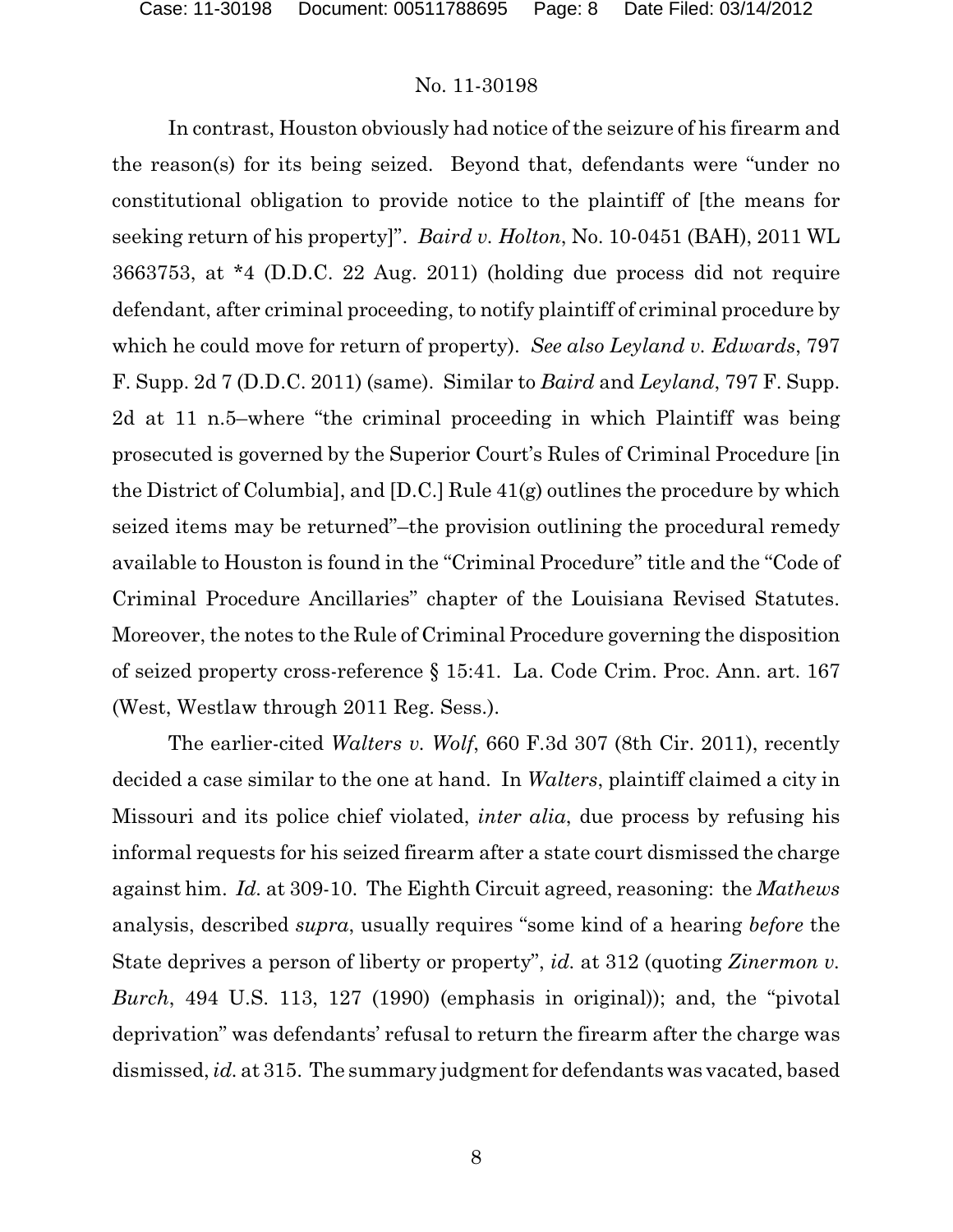No. 11-30198

In contrast, Houston obviously had notice of the seizure of his firearm and the reason(s) for its being seized. Beyond that, defendants were "under no constitutional obligation to provide notice to the plaintiff of [the means for seeking return of his property]". *Baird v. Holton*, No. 10-0451 (BAH), 2011 WL 3663753, at *4 (D.D.C. 22 Aug. 2011) (holding due process did not require defendant, after criminal proceeding, to notify plaintiff of criminal procedure by which he could move for return of property). *See also Leyland v. Edwards*, 797 F. Supp. 2d 7 (D.D.C. 2011) (same). Similar to *Baird* and *Leyland*, 797 F. Supp. 2d at 11 n.5–where "the criminal proceeding in which Plaintiff was being prosecuted is governed by the Superior Court's Rules of Criminal Procedure [in the District of Columbia], and [D.C.] Rule 41(g) outlines the procedure by which seized items may be returned"–the provision outlining the procedural remedy available to Houston is found in the "Criminal Procedure" title and the "Code of Criminal Procedure Ancillaries" chapter of the Louisiana Revised Statutes. Moreover, the notes to the Rule of Criminal Procedure governing the disposition of seized property cross-reference § 15:41. La. Code Crim. Proc. Ann. art. 167 (West, Westlaw through 2011 Reg. Sess.).

The earlier-cited *Walters v. Wolf*, 660 F.3d 307 (8th Cir. 2011), recently decided a case similar to the one at hand. In *Walters*, plaintiff claimed a city in Missouri and its police chief violated, *inter alia*, due process by refusing his informal requests for his seized firearm after a state court dismissed the charge against him. *Id.* at 309-10. The Eighth Circuit agreed, reasoning: the *Mathews* analysis, described *supra*, usually requires "some kind of a hearing *before* the State deprives a person of liberty or property", *id.* at 312 (quoting *Zinermon v. Burch*, 494 U.S. 113, 127 (1990) (emphasis in original)); and, the "pivotal deprivation" was defendants' refusal to return the firearm after the charge was dismissed, *id.* at 315. The summary judgment for defendants was vacated, based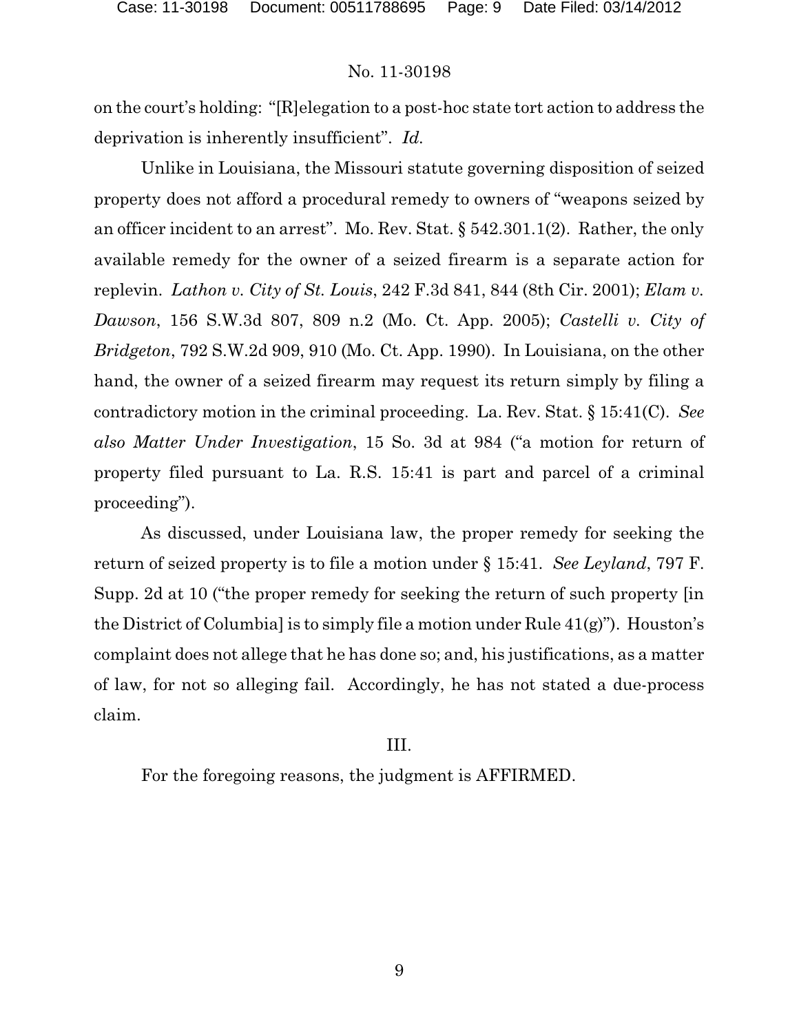on the court's holding: "[R]elegation to a post-hoc state tort action to address the deprivation is inherently insufficient". *Id.*

Unlike in Louisiana, the Missouri statute governing disposition of seized property does not afford a procedural remedy to owners of "weapons seized by an officer incident to an arrest". Mo. Rev. Stat. § 542.301.1(2). Rather, the only available remedy for the owner of a seized firearm is a separate action for replevin. *Lathon v. City of St. Louis*, 242 F.3d 841, 844 (8th Cir. 2001); *Elam v. Dawson*, 156 S.W.3d 807, 809 n.2 (Mo. Ct. App. 2005); *Castelli v. City of Bridgeton*, 792 S.W.2d 909, 910 (Mo. Ct. App. 1990). In Louisiana, on the other hand, the owner of a seized firearm may request its return simply by filing a contradictory motion in the criminal proceeding. La. Rev. Stat. § 15:41(C). *See also Matter Under Investigation*, 15 So. 3d at 984 ("a motion for return of property filed pursuant to La. R.S. 15:41 is part and parcel of a criminal proceeding").

As discussed, under Louisiana law, the proper remedy for seeking the return of seized property is to file a motion under § 15:41. *See Leyland*, 797 F. Supp. 2d at 10 ("the proper remedy for seeking the return of such property [in the District of Columbia] is to simply file a motion under Rule 41(g)"). Houston's complaint does not allege that he has done so; and, his justifications, as a matter of law, for not so alleging fail. Accordingly, he has not stated a due-process claim.

## III.

For the foregoing reasons, the judgment is AFFIRMED.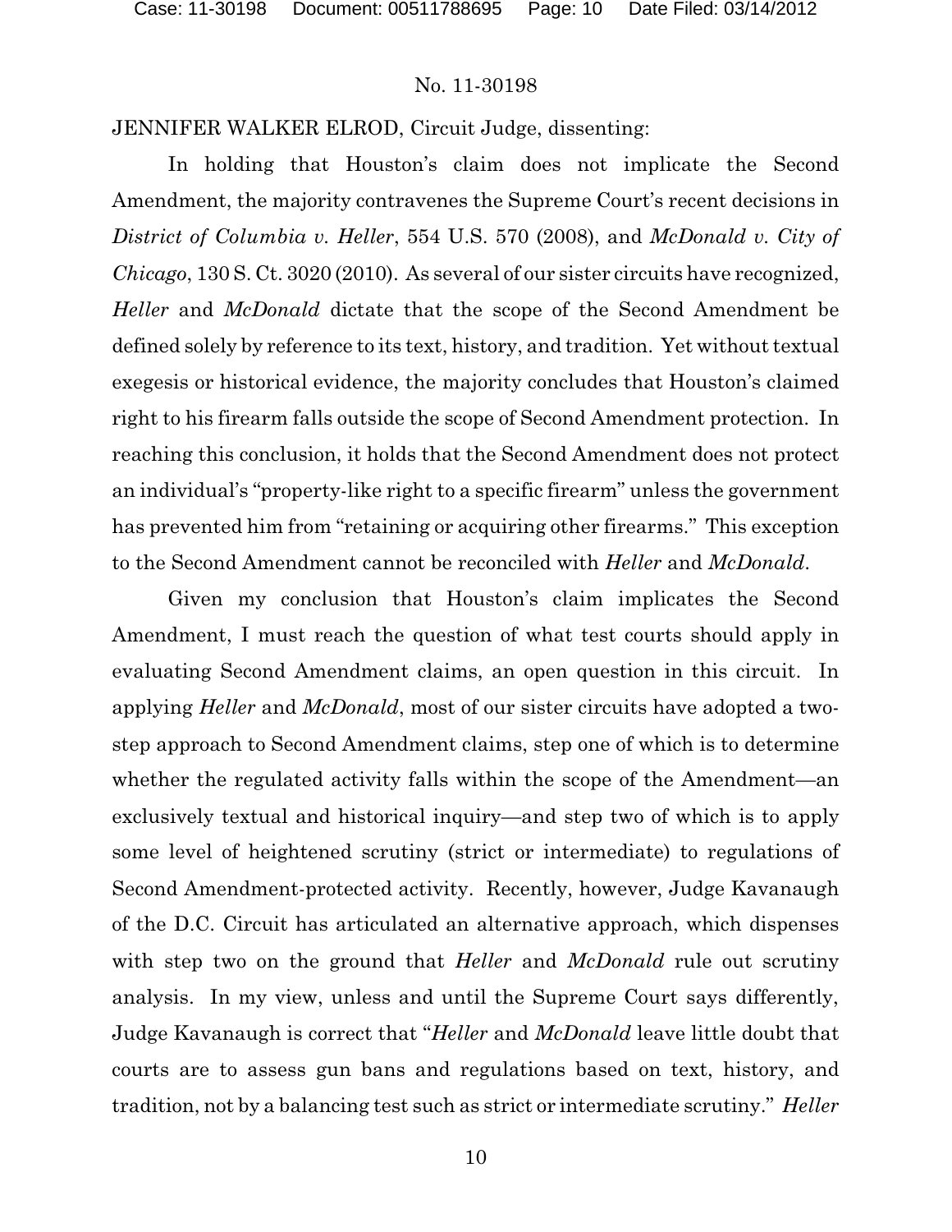JENNIFER WALKER ELROD, Circuit Judge, dissenting:

In holding that Houston's claim does not implicate the Second Amendment, the majority contravenes the Supreme Court's recent decisions in *District of Columbia v. Heller*, 554 U.S. 570 (2008), and *McDonald v. City of Chicago*, 130 S. Ct. 3020 (2010). As several of our sister circuits have recognized, *Heller* and *McDonald* dictate that the scope of the Second Amendment be defined solely by reference to its text, history, and tradition. Yet without textual exegesis or historical evidence, the majority concludes that Houston's claimed right to his firearm falls outside the scope of Second Amendment protection. In reaching this conclusion, it holds that the Second Amendment does not protect an individual's "property-like right to a specific firearm" unless the government has prevented him from "retaining or acquiring other firearms." This exception to the Second Amendment cannot be reconciled with *Heller* and *McDonald*.

Given my conclusion that Houston's claim implicates the Second Amendment, I must reach the question of what test courts should apply in evaluating Second Amendment claims, an open question in this circuit. In applying *Heller* and *McDonald*, most of our sister circuits have adopted a two-step approach to Second Amendment claims, step one of which is to determine whether the regulated activity falls within the scope of the Amendment—an exclusively textual and historical inquiry—and step two of which is to apply some level of heightened scrutiny (strict or intermediate) to regulations of Second Amendment-protected activity. Recently, however, Judge Kavanaugh of the D.C. Circuit has articulated an alternative approach, which dispenses with step two on the ground that *Heller* and *McDonald* rule out scrutiny analysis. In my view, unless and until the Supreme Court says differently, Judge Kavanaugh is correct that "*Heller* and *McDonald* leave little doubt that courts are to assess gun bans and regulations based on text, history, and tradition, not by a balancing test such as strict or intermediate scrutiny." *Heller*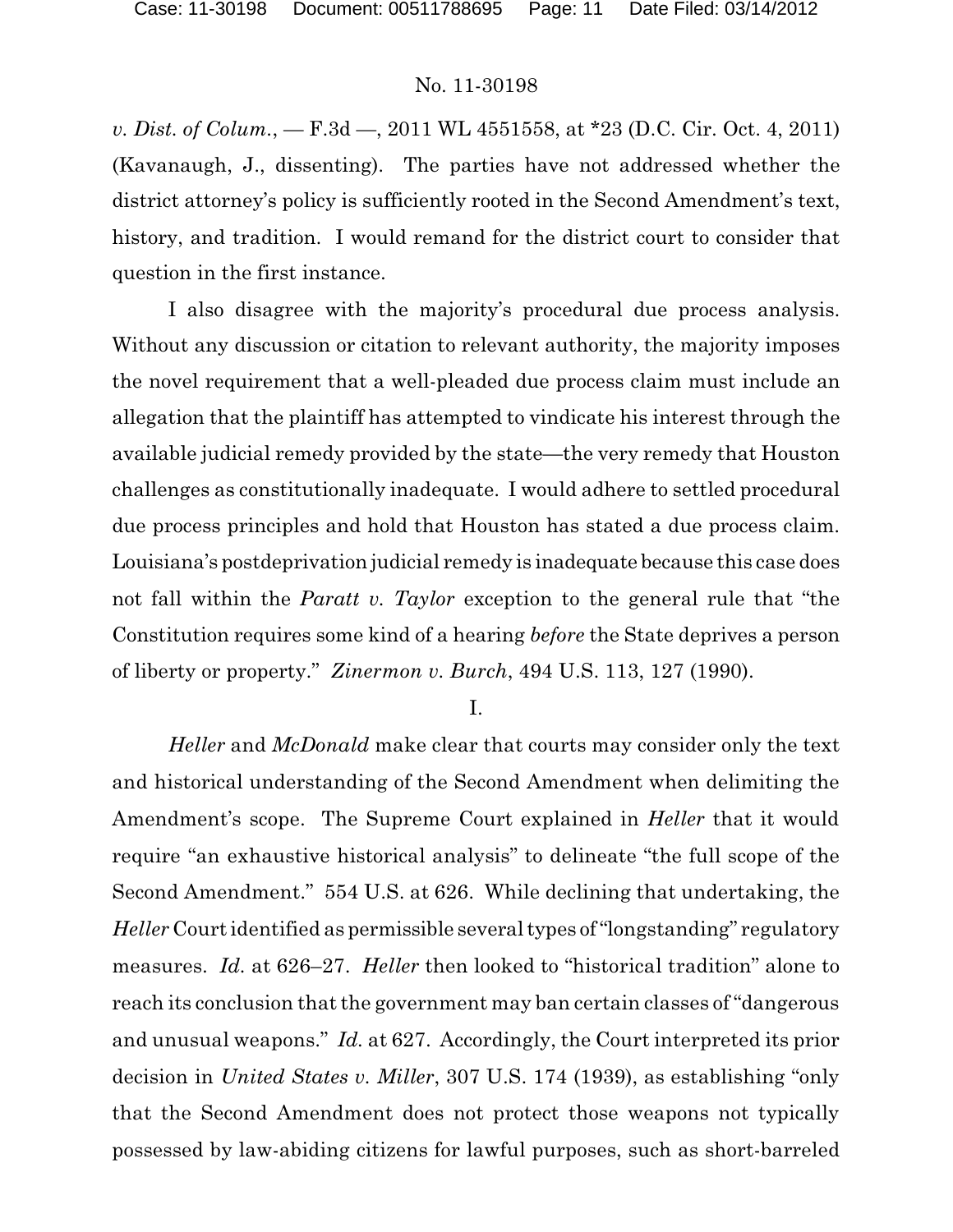*v. Dist. of Colum.*, — F.3d —, 2011 WL 4551558, at *23 (D.C. Cir. Oct. 4, 2011) (Kavanaugh, J., dissenting). The parties have not addressed whether the district attorney's policy is sufficiently rooted in the Second Amendment's text, history, and tradition. I would remand for the district court to consider that question in the first instance.

I also disagree with the majority's procedural due process analysis. Without any discussion or citation to relevant authority, the majority imposes the novel requirement that a well-pleaded due process claim must include an allegation that the plaintiff has attempted to vindicate his interest through the available judicial remedy provided by the state—the very remedy that Houston challenges as constitutionally inadequate. I would adhere to settled procedural due process principles and hold that Houston has stated a due process claim. Louisiana's postdeprivation judicial remedy is inadequate because this case does not fall within the *Paratt v. Taylor* exception to the general rule that "the Constitution requires some kind of a hearing *before* the State deprives a person of liberty or property." *Zinermon v. Burch*, 494 U.S. 113, 127 (1990).

## I.

*Heller* and *McDonald* make clear that courts may consider only the text and historical understanding of the Second Amendment when delimiting the Amendment's scope. The Supreme Court explained in *Heller* that it would require "an exhaustive historical analysis" to delineate "the full scope of the Second Amendment." 554 U.S. at 626. While declining that undertaking, the *Heller* Court identified as permissible several types of "longstanding" regulatory measures. *Id.* at 626–27. *Heller* then looked to "historical tradition" alone to reach its conclusion that the government may ban certain classes of "dangerous and unusual weapons." *Id.* at 627. Accordingly, the Court interpreted its prior decision in *United States v. Miller*, 307 U.S. 174 (1939), as establishing "only that the Second Amendment does not protect those weapons not typically possessed by law-abiding citizens for lawful purposes, such as short-barreled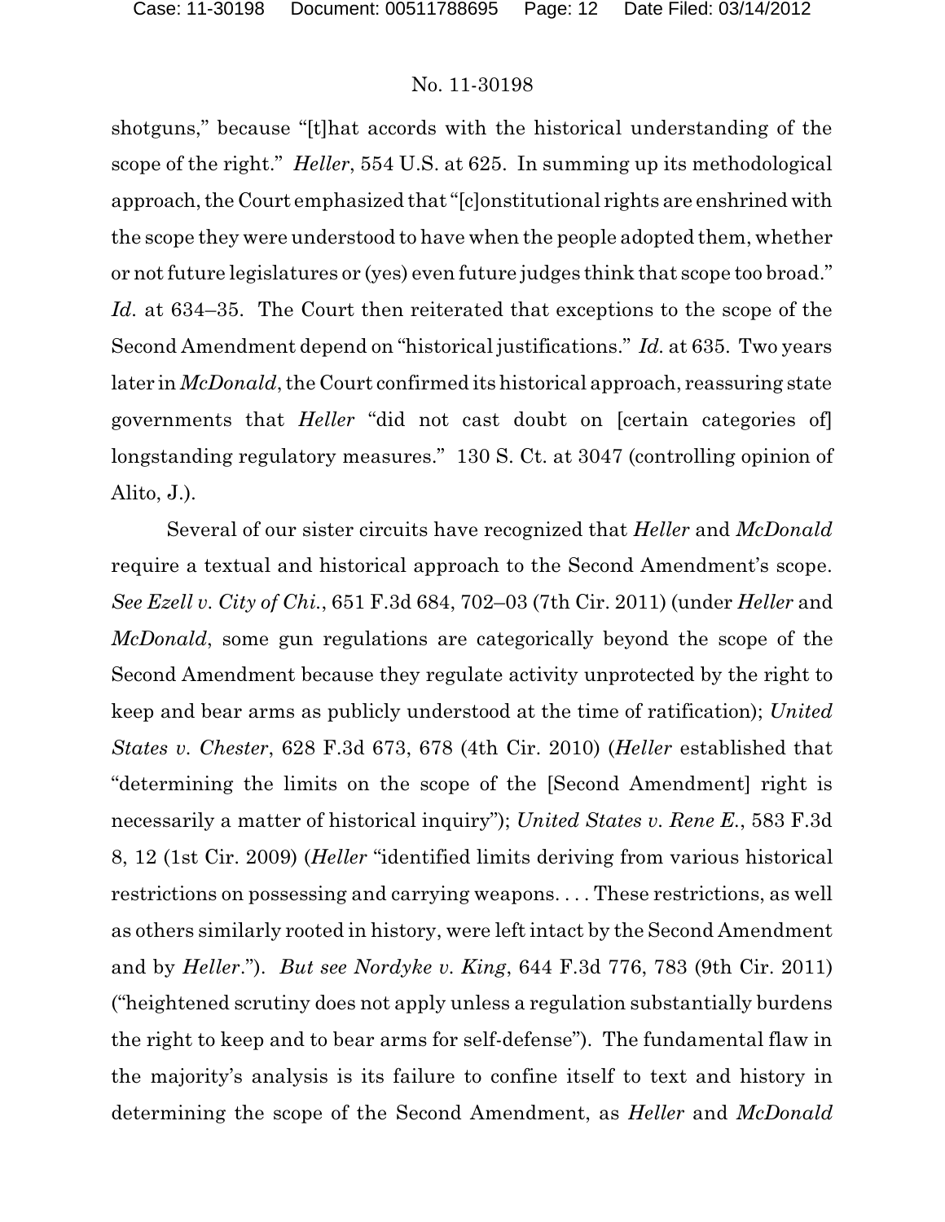shotguns," because "[t]hat accords with the historical understanding of the scope of the right." *Heller*, 554 U.S. at 625. In summing up its methodological approach, the Court emphasized that "[c]onstitutional rights are enshrined with the scope they were understood to have when the people adopted them, whether or not future legislatures or (yes) even future judges think that scope too broad." *Id.* at 634–35. The Court then reiterated that exceptions to the scope of the Second Amendment depend on "historical justifications." *Id.* at 635. Two years later in *McDonald*, the Court confirmed its historical approach, reassuring state governments that *Heller* "did not cast doubt on [certain categories of] longstanding regulatory measures." 130 S. Ct. at 3047 (controlling opinion of Alito, J.).

Several of our sister circuits have recognized that *Heller* and *McDonald* require a textual and historical approach to the Second Amendment's scope. *See Ezell v. City of Chi.*, 651 F.3d 684, 702–03 (7th Cir. 2011) (under *Heller* and *McDonald*, some gun regulations are categorically beyond the scope of the Second Amendment because they regulate activity unprotected by the right to keep and bear arms as publicly understood at the time of ratification); *United States v. Chester*, 628 F.3d 673, 678 (4th Cir. 2010) (*Heller* established that "determining the limits on the scope of the [Second Amendment] right is necessarily a matter of historical inquiry"); *United States v. Rene E.*, 583 F.3d 8, 12 (1st Cir. 2009) (*Heller* "identified limits deriving from various historical restrictions on possessing and carrying weapons. . . . These restrictions, as well as others similarly rooted in history, were left intact by the Second Amendment and by *Heller*."). *But see Nordyke v. King*, 644 F.3d 776, 783 (9th Cir. 2011) ("heightened scrutiny does not apply unless a regulation substantially burdens the right to keep and to bear arms for self-defense"). The fundamental flaw in the majority's analysis is its failure to confine itself to text and history in determining the scope of the Second Amendment, as *Heller* and *McDonald*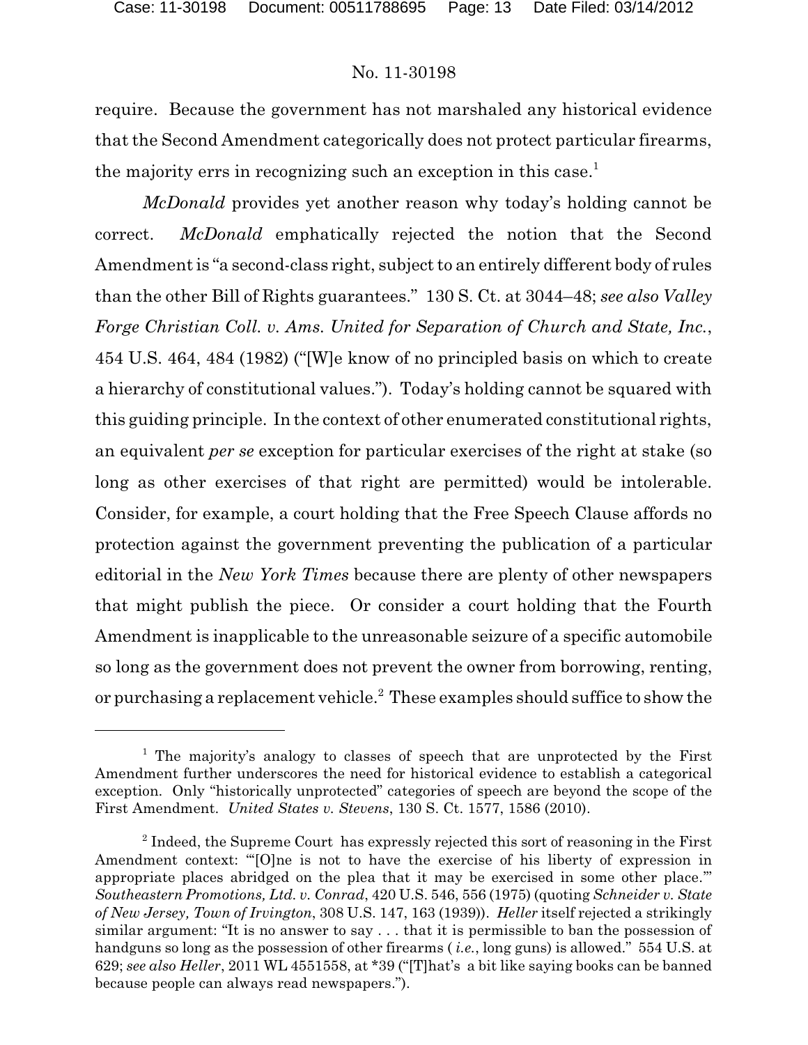require. Because the government has not marshaled any historical evidence that the Second Amendment categorically does not protect particular firearms, the majority errs in recognizing such an exception in this case.[1]

*McDonald* provides yet another reason why today's holding cannot be correct. *McDonald* emphatically rejected the notion that the Second Amendment is "a second-class right, subject to an entirely different body of rules than the other Bill of Rights guarantees." 130 S. Ct. at 3044–48; *see also Valley Forge Christian Coll. v. Ams. United for Separation of Church and State, Inc.*, 454 U.S. 464, 484 (1982) ("[W]e know of no principled basis on which to create a hierarchy of constitutional values."). Today's holding cannot be squared with this guiding principle. In the context of other enumerated constitutional rights, an equivalent *per se* exception for particular exercises of the right at stake (so long as other exercises of that right are permitted) would be intolerable. Consider, for example, a court holding that the Free Speech Clause affords no protection against the government preventing the publication of a particular editorial in the *New York Times* because there are plenty of other newspapers that might publish the piece. Or consider a court holding that the Fourth Amendment is inapplicable to the unreasonable seizure of a specific automobile so long as the government does not prevent the owner from borrowing, renting, or purchasing a replacement vehicle.[2] These examples should suffice to show the

---

[1] The majority's analogy to classes of speech that are unprotected by the First Amendment further underscores the need for historical evidence to establish a categorical exception. Only "historically unprotected" categories of speech are beyond the scope of the First Amendment. *United States v. Stevens*, 130 S. Ct. 1577, 1586 (2010).

[2] Indeed, the Supreme Court has expressly rejected this sort of reasoning in the First Amendment context: "'[O]ne is not to have the exercise of his liberty of expression in appropriate places abridged on the plea that it may be exercised in some other place.'" *Southeastern Promotions, Ltd. v. Conrad*, 420 U.S. 546, 556 (1975) (quoting *Schneider v. State of New Jersey, Town of Irvington*, 308 U.S. 147, 163 (1939)). *Heller* itself rejected a strikingly similar argument: "It is no answer to say . . . that it is permissible to ban the possession of handguns so long as the possession of other firearms ( *i.e.*, long guns) is allowed." 554 U.S. at 629; *see also Heller*, 2011 WL 4551558, at \*39 ("[T]hat's a bit like saying books can be banned because people can always read newspapers.").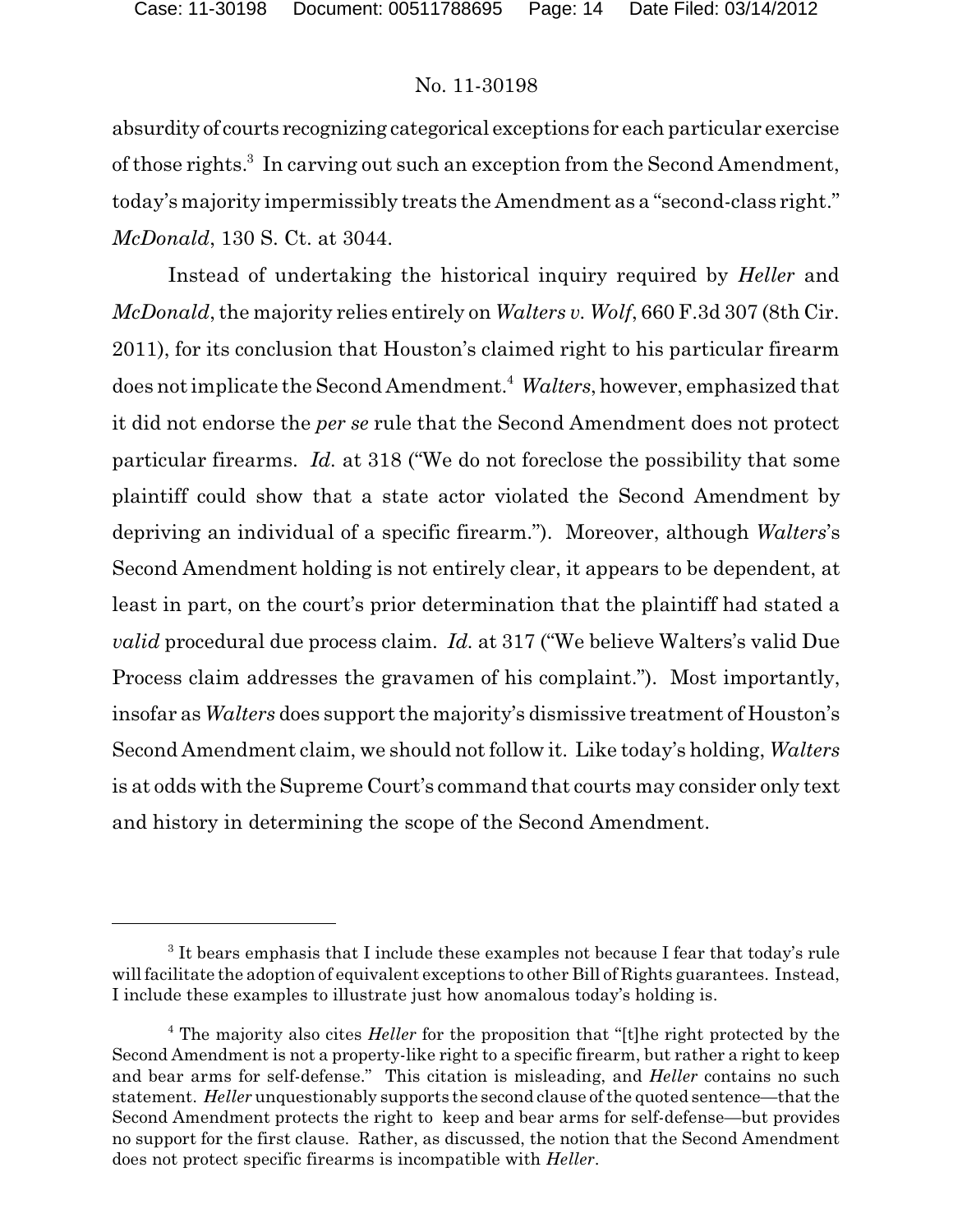absurdity of courts recognizing categorical exceptions for each particular exercise of those rights.[3] In carving out such an exception from the Second Amendment, today's majority impermissibly treats the Amendment as a "second-class right." *McDonald*, 130 S. Ct. at 3044.

Instead of undertaking the historical inquiry required by *Heller* and *McDonald*, the majority relies entirely on *Walters v. Wolf*, 660 F.3d 307 (8th Cir. 2011), for its conclusion that Houston's claimed right to his particular firearm does not implicate the Second Amendment.[4] *Walters*, however, emphasized that it did not endorse the *per se* rule that the Second Amendment does not protect particular firearms. *Id.* at 318 ("We do not foreclose the possibility that some plaintiff could show that a state actor violated the Second Amendment by depriving an individual of a specific firearm."). Moreover, although *Walters*'s Second Amendment holding is not entirely clear, it appears to be dependent, at least in part, on the court's prior determination that the plaintiff had stated a *valid* procedural due process claim. *Id.* at 317 ("We believe Walters's valid Due Process claim addresses the gravamen of his complaint."). Most importantly, insofar as *Walters* does support the majority's dismissive treatment of Houston's Second Amendment claim, we should not follow it. Like today's holding, *Walters* is at odds with the Supreme Court's command that courts may consider only text and history in determining the scope of the Second Amendment.

---

[3] It bears emphasis that I include these examples not because I fear that today's rule will facilitate the adoption of equivalent exceptions to other Bill of Rights guarantees. Instead, I include these examples to illustrate just how anomalous today's holding is.

[4] The majority also cites *Heller* for the proposition that "[t]he right protected by the Second Amendment is not a property-like right to a specific firearm, but rather a right to keep and bear arms for self-defense." This citation is misleading, and *Heller* contains no such statement. *Heller* unquestionably supports the second clause of the quoted sentence—that the Second Amendment protects the right to keep and bear arms for self-defense—but provides no support for the first clause. Rather, as discussed, the notion that the Second Amendment does not protect specific firearms is incompatible with *Heller*.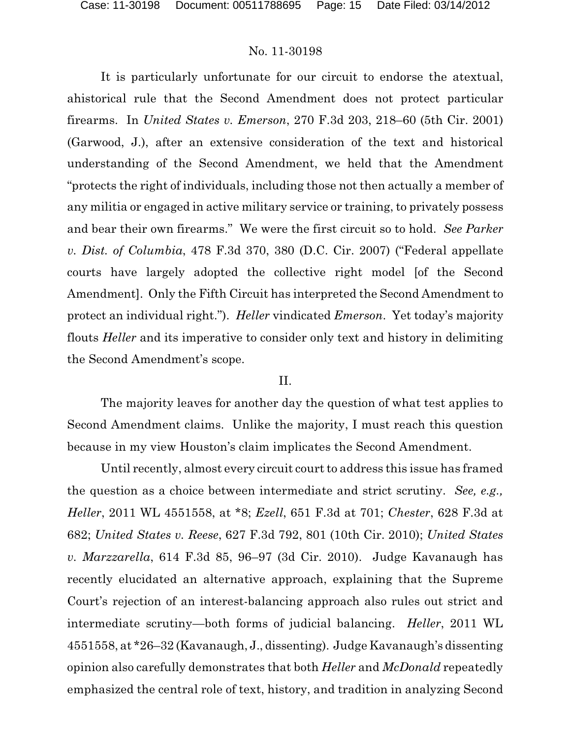It is particularly unfortunate for our circuit to endorse the atextual, ahistorical rule that the Second Amendment does not protect particular firearms. In *United States v. Emerson*, 270 F.3d 203, 218–60 (5th Cir. 2001) (Garwood, J.), after an extensive consideration of the text and historical understanding of the Second Amendment, we held that the Amendment "protects the right of individuals, including those not then actually a member of any militia or engaged in active military service or training, to privately possess and bear their own firearms." We were the first circuit so to hold. *See Parker v. Dist. of Columbia*, 478 F.3d 370, 380 (D.C. Cir. 2007) ("Federal appellate courts have largely adopted the collective right model [of the Second Amendment]. Only the Fifth Circuit has interpreted the Second Amendment to protect an individual right."). *Heller* vindicated *Emerson*. Yet today's majority flouts *Heller* and its imperative to consider only text and history in delimiting the Second Amendment's scope.

II.

The majority leaves for another day the question of what test applies to Second Amendment claims. Unlike the majority, I must reach this question because in my view Houston's claim implicates the Second Amendment.

Until recently, almost every circuit court to address this issue has framed the question as a choice between intermediate and strict scrutiny. *See, e.g., Heller*, 2011 WL 4551558, at *8; *Ezell*, 651 F.3d at 701; *Chester*, 628 F.3d at 682; *United States v. Reese*, 627 F.3d 792, 801 (10th Cir. 2010); *United States v. Marzzarella*, 614 F.3d 85, 96–97 (3d Cir. 2010). Judge Kavanaugh has recently elucidated an alternative approach, explaining that the Supreme Court's rejection of an interest-balancing approach also rules out strict and intermediate scrutiny—both forms of judicial balancing. *Heller*, 2011 WL 4551558, at *26–32 (Kavanaugh, J., dissenting). Judge Kavanaugh's dissenting opinion also carefully demonstrates that both *Heller* and *McDonald* repeatedly emphasized the central role of text, history, and tradition in analyzing Second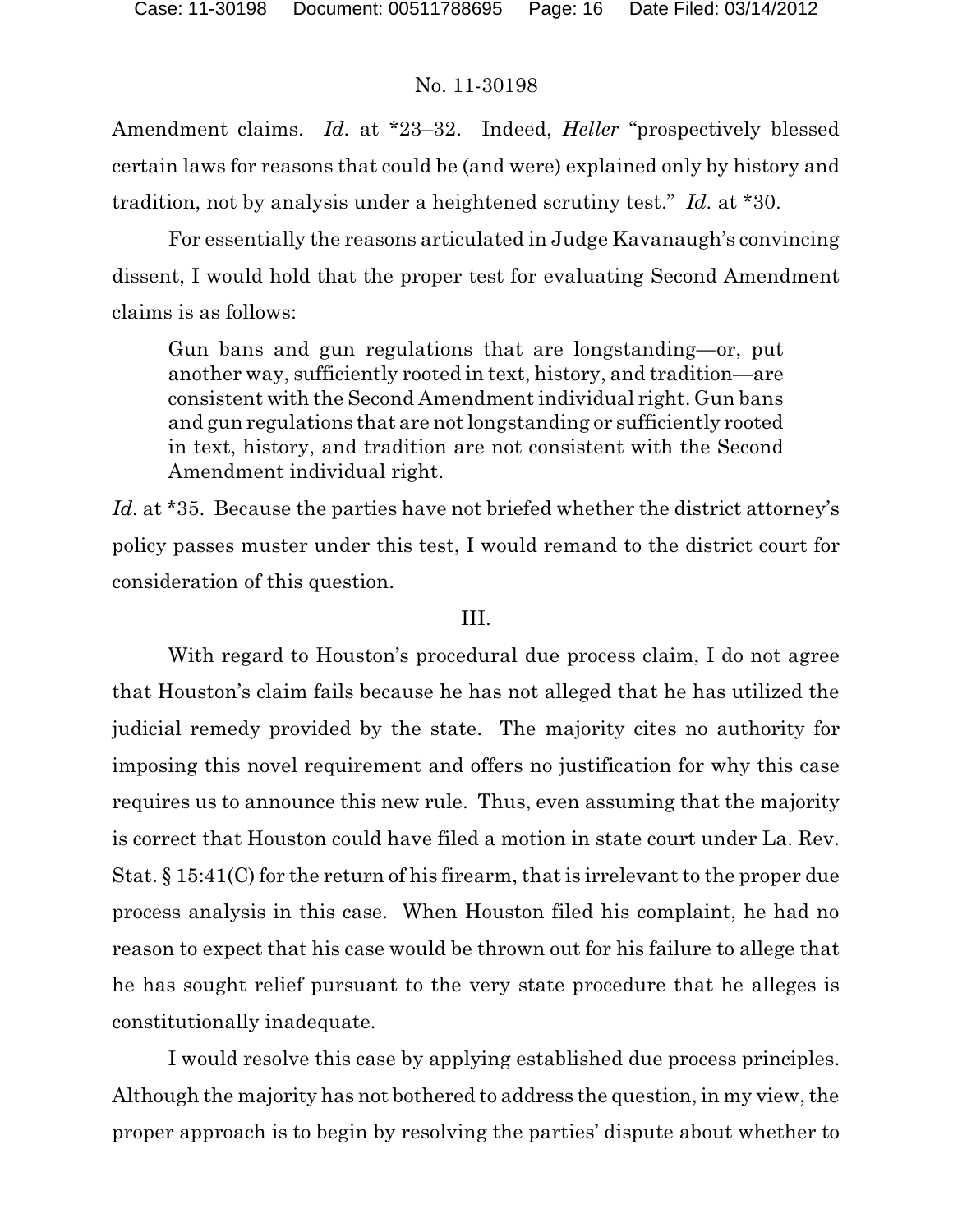Amendment claims. *Id.* at *23–32. Indeed, *Heller* "prospectively blessed certain laws for reasons that could be (and were) explained only by history and tradition, not by analysis under a heightened scrutiny test." *Id.* at *30.

For essentially the reasons articulated in Judge Kavanaugh's convincing dissent, I would hold that the proper test for evaluating Second Amendment claims is as follows:

> Gun bans and gun regulations that are longstanding—or, put another way, sufficiently rooted in text, history, and tradition—are consistent with the Second Amendment individual right. Gun bans and gun regulations that are not longstanding or sufficiently rooted in text, history, and tradition are not consistent with the Second Amendment individual right.

*Id.* at *35. Because the parties have not briefed whether the district attorney's policy passes muster under this test, I would remand to the district court for consideration of this question.

III.

With regard to Houston's procedural due process claim, I do not agree that Houston's claim fails because he has not alleged that he has utilized the judicial remedy provided by the state. The majority cites no authority for imposing this novel requirement and offers no justification for why this case requires us to announce this new rule. Thus, even assuming that the majority is correct that Houston could have filed a motion in state court under La. Rev. Stat. § 15:41(C) for the return of his firearm, that is irrelevant to the proper due process analysis in this case. When Houston filed his complaint, he had no reason to expect that his case would be thrown out for his failure to allege that he has sought relief pursuant to the very state procedure that he alleges is constitutionally inadequate.

I would resolve this case by applying established due process principles. Although the majority has not bothered to address the question, in my view, the proper approach is to begin by resolving the parties' dispute about whether to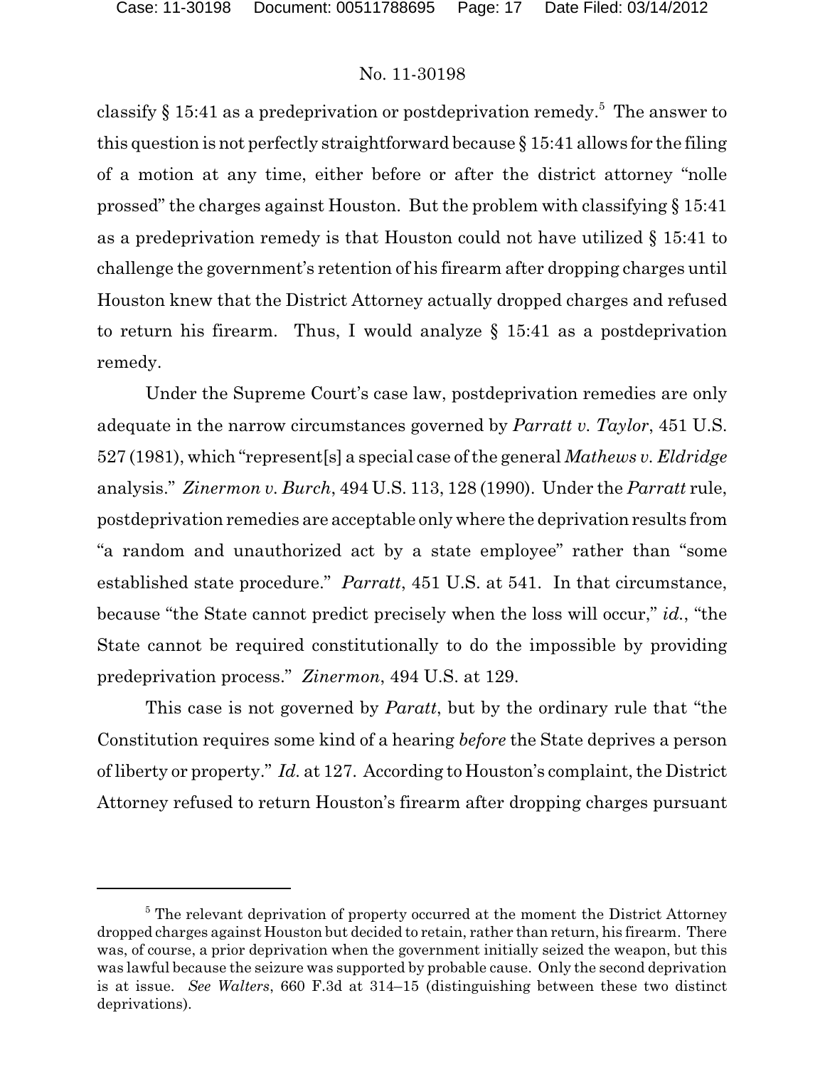classify § 15:41 as a predeprivation or postdeprivation remedy.[5] The answer to this question is not perfectly straightforward because § 15:41 allows for the filing of a motion at any time, either before or after the district attorney "nolle prossed" the charges against Houston. But the problem with classifying § 15:41 as a predeprivation remedy is that Houston could not have utilized § 15:41 to challenge the government's retention of his firearm after dropping charges until Houston knew that the District Attorney actually dropped charges and refused to return his firearm. Thus, I would analyze § 15:41 as a postdeprivation remedy.

Under the Supreme Court's case law, postdeprivation remedies are only adequate in the narrow circumstances governed by *Parratt v. Taylor*, 451 U.S. 527 (1981), which "represent[s] a special case of the general *Mathews v. Eldridge* analysis." *Zinermon v. Burch*, 494 U.S. 113, 128 (1990). Under the *Parratt* rule, postdeprivation remedies are acceptable only where the deprivation results from "a random and unauthorized act by a state employee" rather than "some established state procedure." *Parratt*, 451 U.S. at 541. In that circumstance, because "the State cannot predict precisely when the loss will occur," *id.*, "the State cannot be required constitutionally to do the impossible by providing predeprivation process." *Zinermon*, 494 U.S. at 129.

This case is not governed by *Paratt*, but by the ordinary rule that "the Constitution requires some kind of a hearing *before* the State deprives a person of liberty or property." *Id.* at 127. According to Houston's complaint, the District Attorney refused to return Houston's firearm after dropping charges pursuant

[5] The relevant deprivation of property occurred at the moment the District Attorney dropped charges against Houston but decided to retain, rather than return, his firearm. There was, of course, a prior deprivation when the government initially seized the weapon, but this was lawful because the seizure was supported by probable cause. Only the second deprivation is at issue. *See Walters*, 660 F.3d at 314–15 (distinguishing between these two distinct deprivations).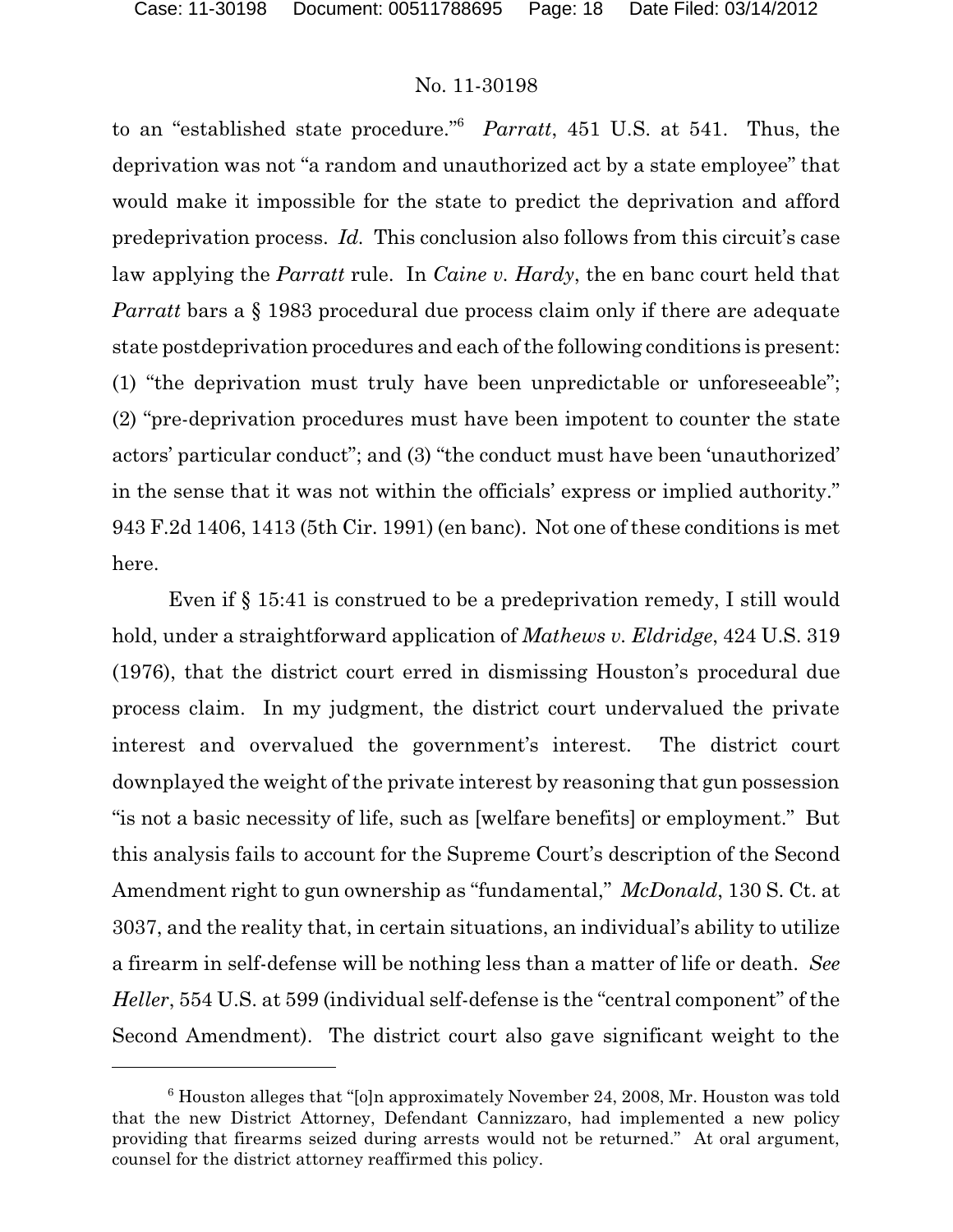to an "established state procedure."[6] *Parratt*, 451 U.S. at 541. Thus, the deprivation was not "a random and unauthorized act by a state employee" that would make it impossible for the state to predict the deprivation and afford predeprivation process. *Id.* This conclusion also follows from this circuit's case law applying the *Parratt* rule. In *Caine v. Hardy*, the en banc court held that *Parratt* bars a § 1983 procedural due process claim only if there are adequate state postdeprivation procedures and each of the following conditions is present: (1) "the deprivation must truly have been unpredictable or unforeseeable"; (2) "pre-deprivation procedures must have been impotent to counter the state actors' particular conduct"; and (3) "the conduct must have been 'unauthorized' in the sense that it was not within the officials' express or implied authority." 943 F.2d 1406, 1413 (5th Cir. 1991) (en banc). Not one of these conditions is met here.

Even if § 15:41 is construed to be a predeprivation remedy, I still would hold, under a straightforward application of *Mathews v. Eldridge*, 424 U.S. 319 (1976), that the district court erred in dismissing Houston's procedural due process claim. In my judgment, the district court undervalued the private interest and overvalued the government's interest. The district court downplayed the weight of the private interest by reasoning that gun possession "is not a basic necessity of life, such as [welfare benefits] or employment." But this analysis fails to account for the Supreme Court's description of the Second Amendment right to gun ownership as "fundamental," *McDonald*, 130 S. Ct. at 3037, and the reality that, in certain situations, an individual's ability to utilize a firearm in self-defense will be nothing less than a matter of life or death. *See Heller*, 554 U.S. at 599 (individual self-defense is the "central component" of the Second Amendment). The district court also gave significant weight to the

---

[6] Houston alleges that "[o]n approximately November 24, 2008, Mr. Houston was told that the new District Attorney, Defendant Cannizzaro, had implemented a new policy providing that firearms seized during arrests would not be returned." At oral argument, counsel for the district attorney reaffirmed this policy.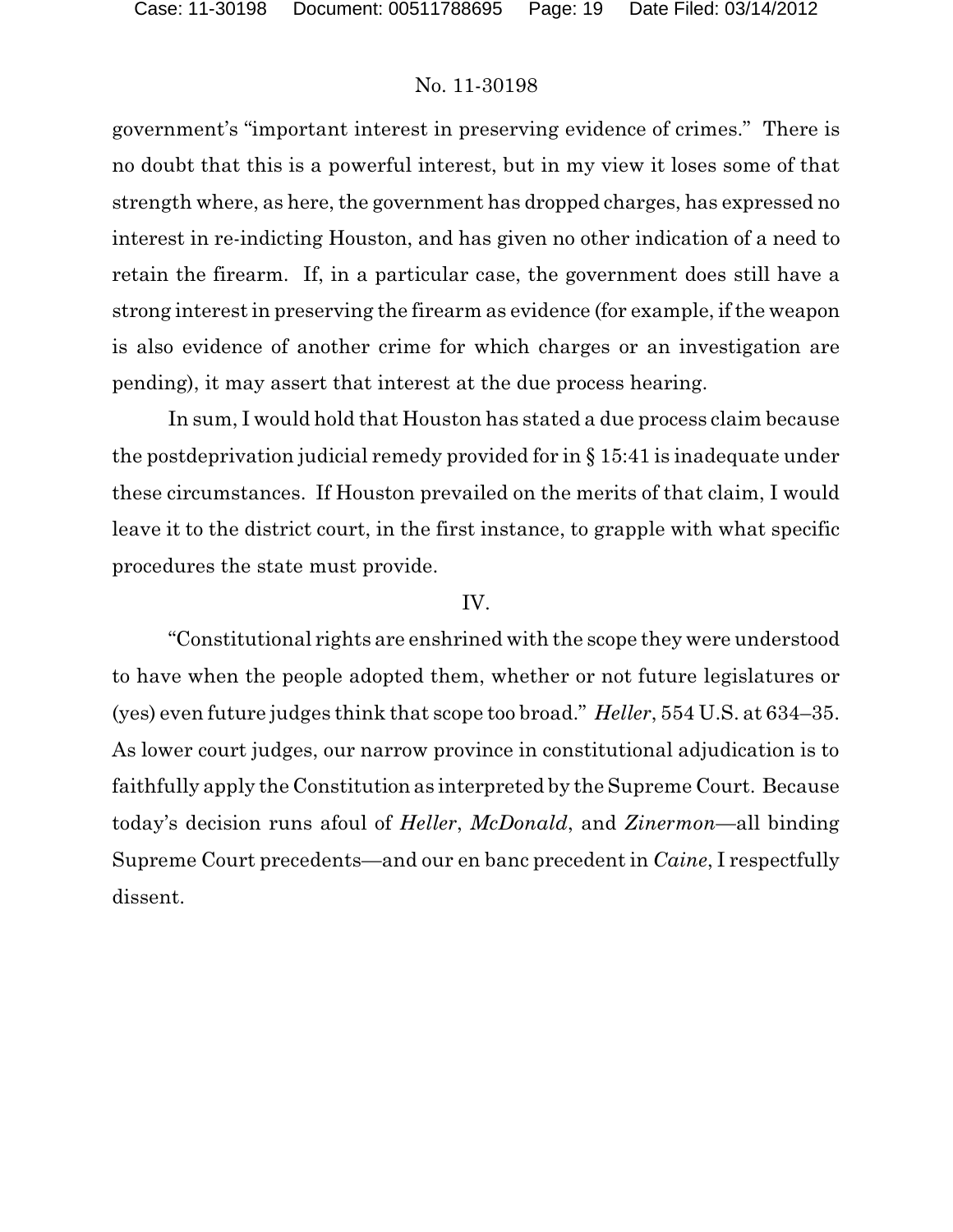government's "important interest in preserving evidence of crimes." There is no doubt that this is a powerful interest, but in my view it loses some of that strength where, as here, the government has dropped charges, has expressed no interest in re-indicting Houston, and has given no other indication of a need to retain the firearm. If, in a particular case, the government does still have a strong interest in preserving the firearm as evidence (for example, if the weapon is also evidence of another crime for which charges or an investigation are pending), it may assert that interest at the due process hearing.

In sum, I would hold that Houston has stated a due process claim because the postdeprivation judicial remedy provided for in § 15:41 is inadequate under these circumstances. If Houston prevailed on the merits of that claim, I would leave it to the district court, in the first instance, to grapple with what specific procedures the state must provide.

IV.

"Constitutional rights are enshrined with the scope they were understood to have when the people adopted them, whether or not future legislatures or (yes) even future judges think that scope too broad." *Heller*, 554 U.S. at 634–35. As lower court judges, our narrow province in constitutional adjudication is to faithfully apply the Constitution as interpreted by the Supreme Court. Because today's decision runs afoul of *Heller*, *McDonald*, and *Zinermon*—all binding Supreme Court precedents—and our en banc precedent in *Caine*, I respectfully dissent.